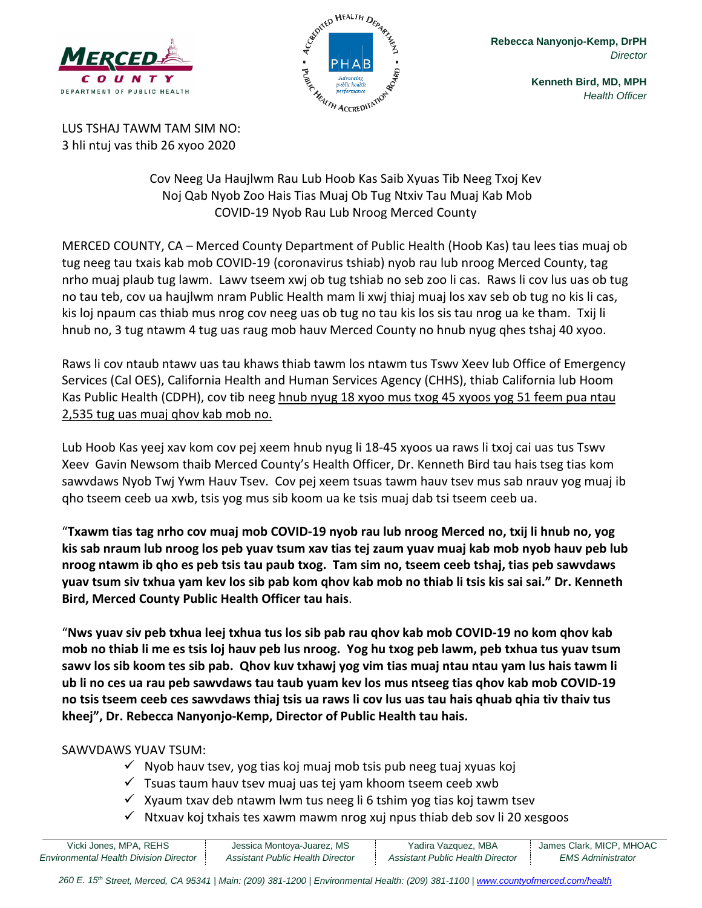**Rebecca Nanyonjo-Kemp, DrPH**
*Director*

**Kenneth Bird, MD, MPH**
*Health Officer*

LUS TSHAJ TAWM TAM SIM NO:
3 hli ntuj vas thib 26 xyoo 2020

Cov Neeg Ua Haujlwm Rau Lub Hoob Kas Saib Xyuas Tib Neeg Txoj Kev Noj Qab Nyob Zoo Hais Tias Muaj Ob Tug Ntxiv Tau Muaj Kab Mob COVID-19 Nyob Rau Lub Nroog Merced County

MERCED COUNTY, CA – Merced County Department of Public Health (Hoob Kas) tau lees tias muaj ob tug neeg tau txais kab mob COVID-19 (coronavirus tshiab) nyob rau lub nroog Merced County, tag nrho muaj plaub tug lawm. Lawv tseem xwj ob tug tshiab no seb zoo li cas. Raws li cov lus uas ob tug no tau teb, cov ua haujlwm nram Public Health mam li xwj thiaj muaj los xav seb ob tug no kis li cas, kis loj npaum cas thiab mus nrog cov neeg uas ob tug no tau kis los sis tau nrog ua ke tham. Txij li hnub no, 3 tug ntawm 4 tug uas raug mob hauv Merced County no hnub nyug qhes tshaj 40 xyoo.

Raws li cov ntaub ntawv uas tau khaws thiab tawm los ntawm tus Tswv Xeev lub Office of Emergency Services (Cal OES), California Health and Human Services Agency (CHHS), thiab California lub Hoom Kas Public Health (CDPH), cov tib neeg hnub nyug 18 xyoo mus txog 45 xyoos yog 51 feem pua ntau 2,535 tug uas muaj qhov kab mob no.

Lub Hoob Kas yeej xav kom cov pej xeem hnub nyug li 18-45 xyoos ua raws li txoj cai uas tus Tswv Xeev Gavin Newsom thaib Merced County's Health Officer, Dr. Kenneth Bird tau hais tseg tias kom sawvdaws Nyob Twj Ywm Hauv Tsev. Cov pej xeem tsuas tawm hauv tsev mus sab nrauv yog muaj ib qho tseem ceeb ua xwb, tsis yog mus sib koom ua ke tsis muaj dab tsi tseem ceeb ua.

"**Txawm tias tag nrho cov muaj mob COVID-19 nyob rau lub nroog Merced no, txij li hnub no, yog kis sab nraum lub nroog los peb yuav tsum xav tias tej zaum yuav muaj kab mob nyob hauv peb lub nroog ntawm ib qho es peb tsis tau paub txog. Tam sim no, tseem ceeb tshaj, tias peb sawvdaws yuav tsum siv txhua yam kev los sib pab kom qhov kab mob no thiab li tsis kis sai sai." Dr. Kenneth Bird, Merced County Public Health Officer tau hais**.

"**Nws yuav siv peb txhua leej txhua tus los sib pab rau qhov kab mob COVID-19 no kom qhov kab mob no thiab li me es tsis loj hauv peb lus nroog. Yog hu txog peb lawm, peb txhua tus yuav tsum sawv los sib koom tes sib pab. Qhov kuv txhawj yog vim tias muaj ntau ntau yam lus hais tawm li ub li no ces ua rau peb sawvdaws tau taub yuam kev los mus ntseeg tias qhov kab mob COVID-19 no tsis tseem ceeb ces sawvdaws thiaj tsis ua raws li cov lus uas tau hais qhuab qhia tiv thaiv tus kheej", Dr. Rebecca Nanyonjo-Kemp, Director of Public Health tau hais.**

SAWVDAWS YUAV TSUM:

- ✓ Nyob hauv tsev, yog tias koj muaj mob tsis pub neeg tuaj xyuas koj
- ✓ Tsuas taum hauv tsev muaj uas tej yam khoom tseem ceeb xwb
- ✓ Xyaum txav deb ntawm lwm tus neeg li 6 tshim yog tias koj tawm tsev
- ✓ Ntxuav koj txhais tes xawm mawm nrog xuj npus thiab deb sov li 20 xesgoos

| Vicki Jones, MPA, REHS | Jessica Montoya-Juarez, MS | Yadira Vazquez, MBA | James Clark, MICP, MHOAC |
|---|---|---|---|
| *Environmental Health Division Director* | *Assistant Public Health Director* | *Assistant Public Health Director* | *EMS Administrator* |

*260 E. 15th Street, Merced, CA 95341 | Main: (209) 381-1200 | Environmental Health: (209) 381-1100 | www.countyofmerced.com/health*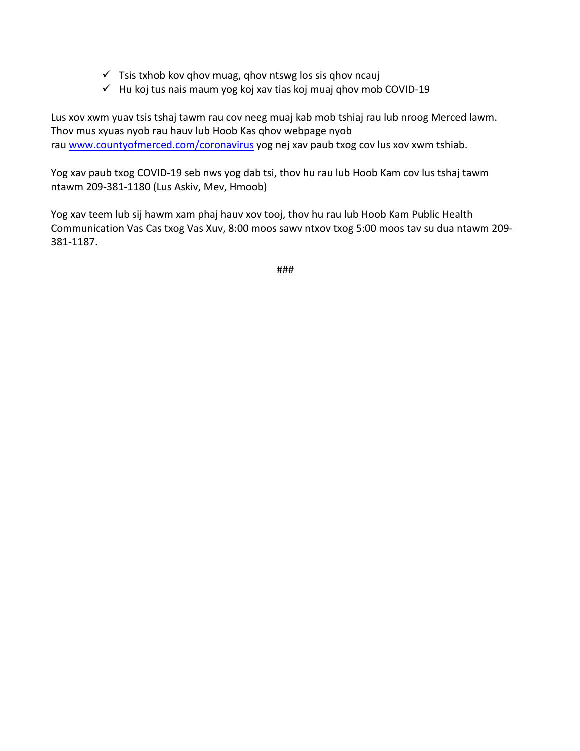- ✓ Tsis txhob kov qhov muag, qhov ntswg los sis qhov ncauj
- ✓ Hu koj tus nais maum yog koj xav tias koj muaj qhov mob COVID-19

Lus xov xwm yuav tsis tshaj tawm rau cov neeg muaj kab mob tshiaj rau lub nroog Merced lawm. Thov mus xyuas nyob rau hauv lub Hoob Kas qhov webpage nyob rau [www.countyofmerced.com/coronavirus](http://www.countyofmerced.com/coronavirus) yog nej xav paub txog cov lus xov xwm tshiab.

Yog xav paub txog COVID-19 seb nws yog dab tsi, thov hu rau lub Hoob Kam cov lus tshaj tawm ntawm 209-381-1180 (Lus Askiv, Mev, Hmoob)

Yog xav teem lub sij hawm xam phaj hauv xov tooj, thov hu rau lub Hoob Kam Public Health Communication Vas Cas txog Vas Xuv, 8:00 moos sawv ntxov txog 5:00 moos tav su dua ntawm 209-381-1187.

###